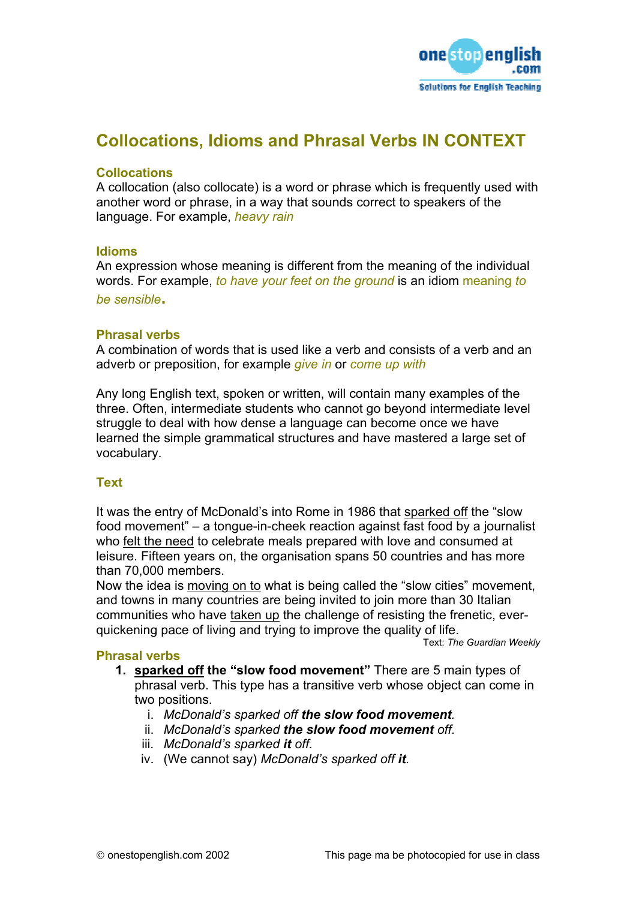# Collocations, Idioms and Phrasal Verbs IN CONTEXT

### Collocations

A collocation (also collocate) is a word or phrase which is frequently used with another word or phrase, in a way that sounds correct to speakers of the language. For example, *heavy rain*

### Idioms

An expression whose meaning is different from the meaning of the individual words. For example, *to have your feet on the ground* is an idiom meaning *to be sensible*.

### Phrasal verbs

A combination of words that is used like a verb and consists of a verb and an adverb or preposition, for example *give in* or *come up with*

Any long English text, spoken or written, will contain many examples of the three. Often, intermediate students who cannot go beyond intermediate level struggle to deal with how dense a language can become once we have learned the simple grammatical structures and have mastered a large set of vocabulary.

### Text

It was the entry of McDonald's into Rome in 1986 that <u>sparked off</u> the "slow food movement" – a tongue-in-cheek reaction against fast food by a journalist who <u>felt the need</u> to celebrate meals prepared with love and consumed at leisure. Fifteen years on, the organisation spans 50 countries and has more than 70,000 members.
Now the idea is <u>moving on to</u> what is being called the "slow cities" movement, and towns in many countries are being invited to join more than 30 Italian communities who have <u>taken up</u> the challenge of resisting the frenetic, ever-quickening pace of living and trying to improve the quality of life.

Text: *The Guardian Weekly*

### Phrasal verbs

1. **<u>sparked off</u> the "slow food movement"** There are 5 main types of phrasal verb. This type has a transitive verb whose object can come in two positions.
   i. *McDonald's sparked off **the slow food movement**.*
   ii. *McDonald's sparked **the slow food movement** off.*
   iii. *McDonald's sparked **it** off.*
   iv. (We cannot say) *McDonald's sparked off **it**.*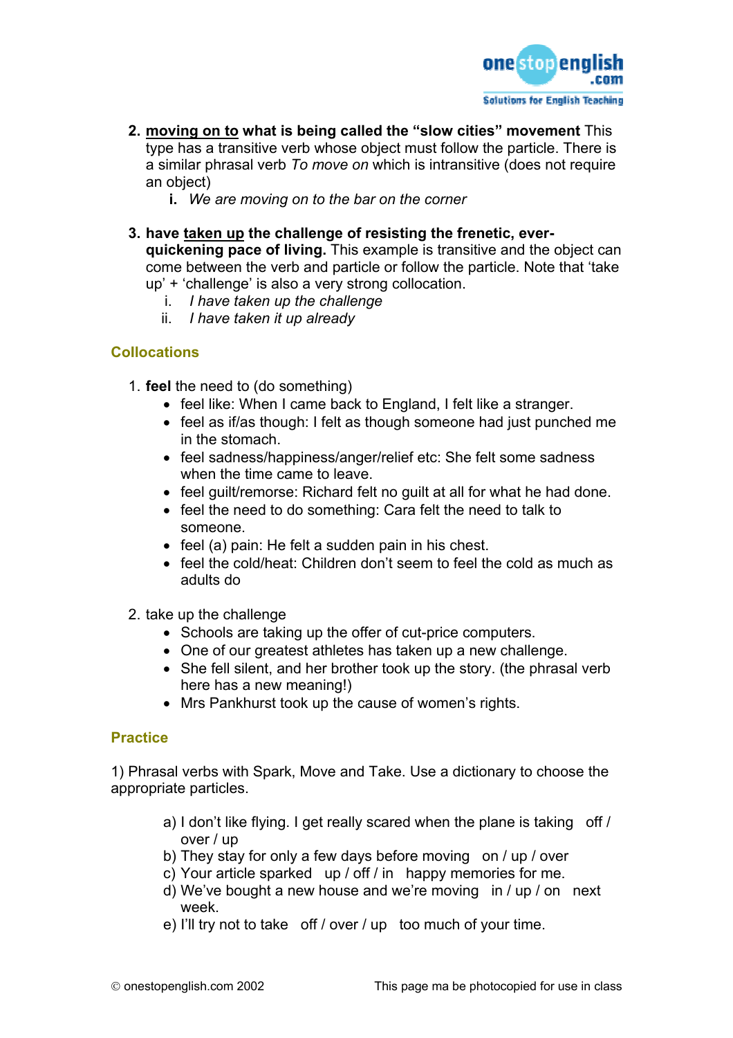2. **<u>moving on to</u> what is being called the "slow cities" movement** This type has a transitive verb whose object must follow the particle. There is a similar phrasal verb *To move on* which is intransitive (does not require an object)
   i. *We are moving on to the bar on the corner*

3. **have <u>taken up</u> the challenge of resisting the frenetic, ever-quickening pace of living.** This example is transitive and the object can come between the verb and particle or follow the particle. Note that 'take up' + 'challenge' is also a very strong collocation.
   i. *I have taken up the challenge*
   ii. *I have taken it up already*

## Collocations

1. **feel** the need to (do something)
   - feel like: When I came back to England, I felt like a stranger.
   - feel as if/as though: I felt as though someone had just punched me in the stomach.
   - feel sadness/happiness/anger/relief etc: She felt some sadness when the time came to leave.
   - feel guilt/remorse: Richard felt no guilt at all for what he had done.
   - feel the need to do something: Cara felt the need to talk to someone.
   - feel (a) pain: He felt a sudden pain in his chest.
   - feel the cold/heat: Children don't seem to feel the cold as much as adults do

2. take up the challenge
   - Schools are taking up the offer of cut-price computers.
   - One of our greatest athletes has taken up a new challenge.
   - She fell silent, and her brother took up the story. (the phrasal verb here has a new meaning!)
   - Mrs Pankhurst took up the cause of women's rights.

## Practice

1) Phrasal verbs with Spark, Move and Take. Use a dictionary to choose the appropriate particles.

a) I don't like flying. I get really scared when the plane is taking off / over / up
b) They stay for only a few days before moving on / up / over
c) Your article sparked up / off / in happy memories for me.
d) We've bought a new house and we're moving in / up / on next week.
e) I'll try not to take off / over / up too much of your time.

© onestopenglish.com 2002 This page ma be photocopied for use in class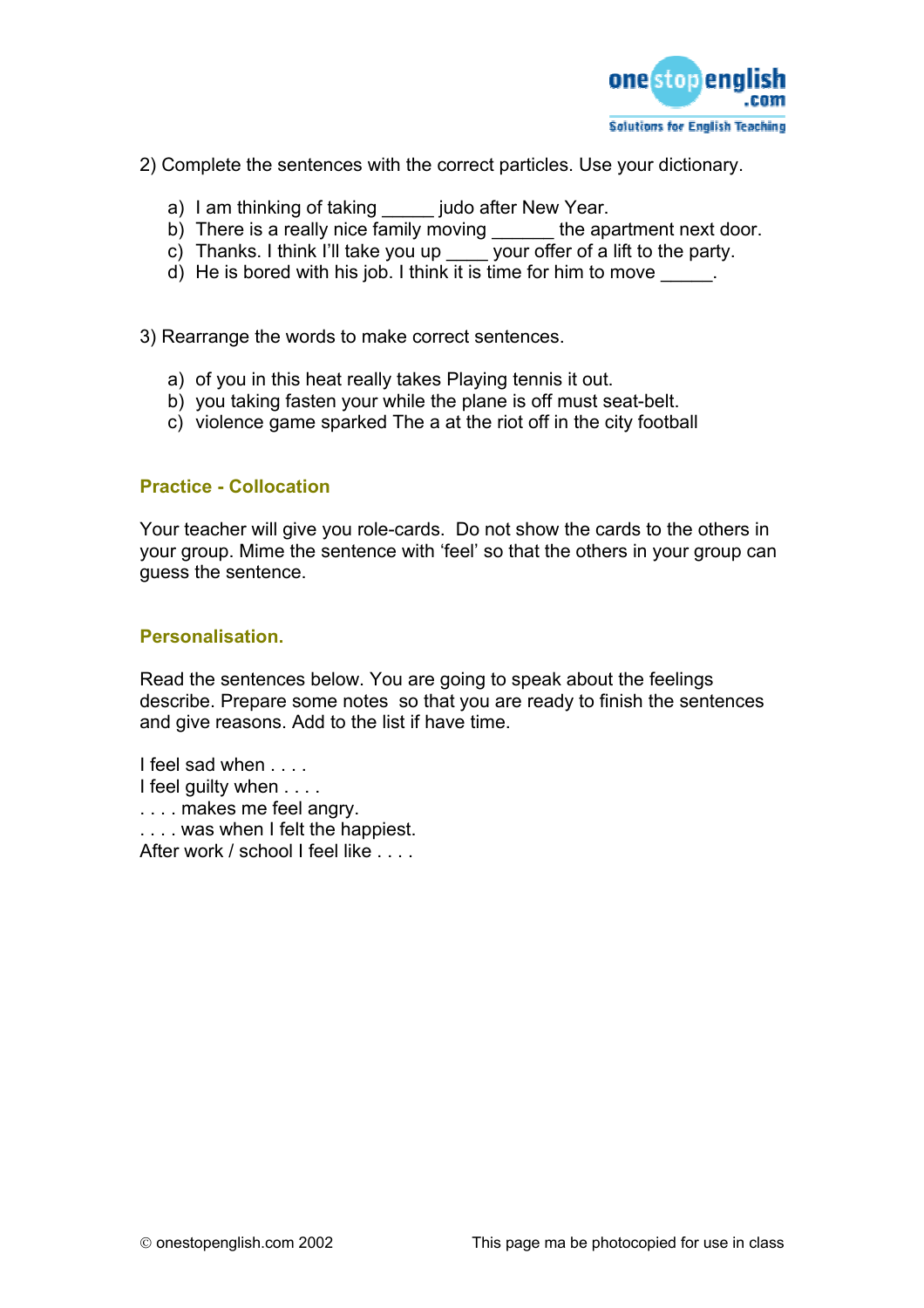2) Complete the sentences with the correct particles. Use your dictionary.

a) I am thinking of taking _____ judo after New Year.
b) There is a really nice family moving ______ the apartment next door.
c) Thanks. I think I'll take you up ____ your offer of a lift to the party.
d) He is bored with his job. I think it is time for him to move _____.

3) Rearrange the words to make correct sentences.

a) of you in this heat really takes Playing tennis it out.
b) you taking fasten your while the plane is off must seat-belt.
c) violence game sparked The a at the riot off in the city football

### Practice - Collocation

Your teacher will give you role-cards. Do not show the cards to the others in your group. Mime the sentence with 'feel' so that the others in your group can guess the sentence.

### Personalisation.

Read the sentences below. You are going to speak about the feelings describe. Prepare some notes so that you are ready to finish the sentences and give reasons. Add to the list if have time.

I feel sad when . . . .
I feel guilty when . . . .
. . . . makes me feel angry.
. . . . was when I felt the happiest.
After work / school I feel like . . . .